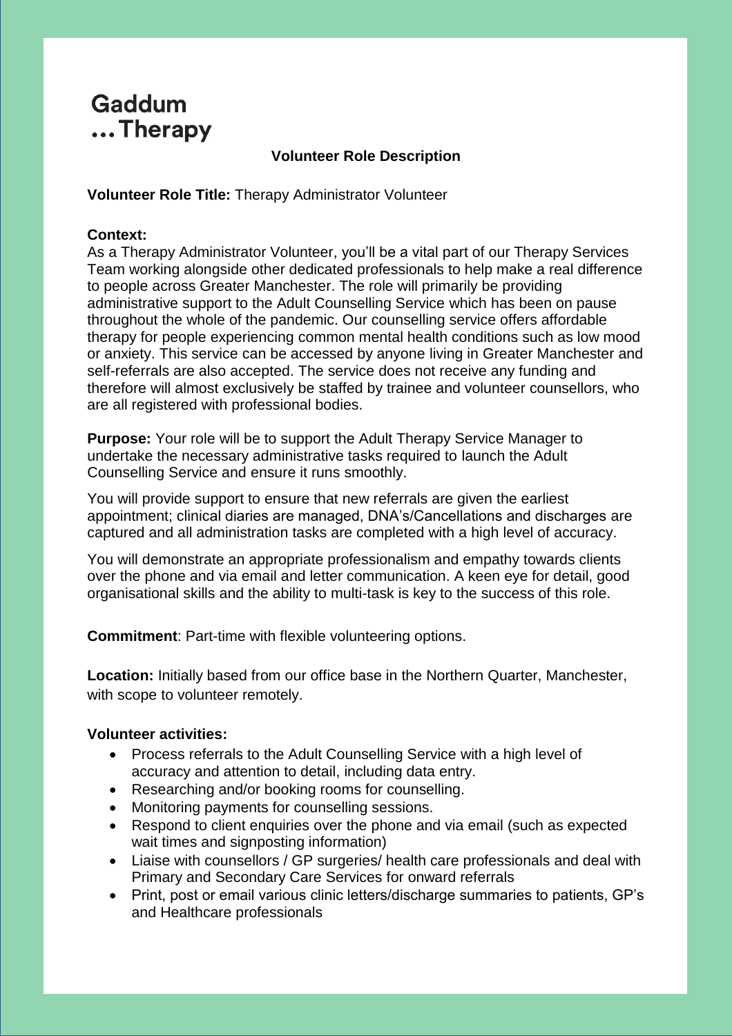Gaddum
...Therapy

# Volunteer Role Description

**Volunteer Role Title:** Therapy Administrator Volunteer

**Context:**
As a Therapy Administrator Volunteer, you'll be a vital part of our Therapy Services Team working alongside other dedicated professionals to help make a real difference to people across Greater Manchester. The role will primarily be providing administrative support to the Adult Counselling Service which has been on pause throughout the whole of the pandemic. Our counselling service offers affordable therapy for people experiencing common mental health conditions such as low mood or anxiety. This service can be accessed by anyone living in Greater Manchester and self-referrals are also accepted. The service does not receive any funding and therefore will almost exclusively be staffed by trainee and volunteer counsellors, who are all registered with professional bodies.

**Purpose:** Your role will be to support the Adult Therapy Service Manager to undertake the necessary administrative tasks required to launch the Adult Counselling Service and ensure it runs smoothly.

You will provide support to ensure that new referrals are given the earliest appointment; clinical diaries are managed, DNA's/Cancellations and discharges are captured and all administration tasks are completed with a high level of accuracy.

You will demonstrate an appropriate professionalism and empathy towards clients over the phone and via email and letter communication. A keen eye for detail, good organisational skills and the ability to multi-task is key to the success of this role.

**Commitment**: Part-time with flexible volunteering options.

**Location:** Initially based from our office base in the Northern Quarter, Manchester, with scope to volunteer remotely.

**Volunteer activities:**

- Process referrals to the Adult Counselling Service with a high level of accuracy and attention to detail, including data entry.
- Researching and/or booking rooms for counselling.
- Monitoring payments for counselling sessions.
- Respond to client enquiries over the phone and via email (such as expected wait times and signposting information)
- Liaise with counsellors / GP surgeries/ health care professionals and deal with Primary and Secondary Care Services for onward referrals
- Print, post or email various clinic letters/discharge summaries to patients, GP's and Healthcare professionals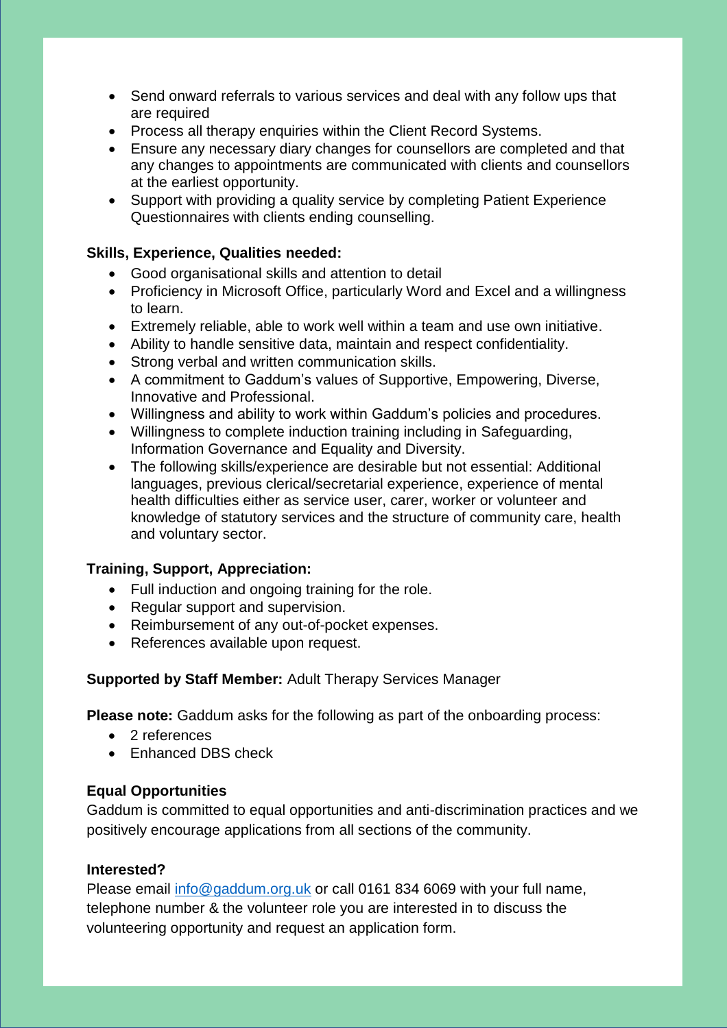- Send onward referrals to various services and deal with any follow ups that are required
- Process all therapy enquiries within the Client Record Systems.
- Ensure any necessary diary changes for counsellors are completed and that any changes to appointments are communicated with clients and counsellors at the earliest opportunity.
- Support with providing a quality service by completing Patient Experience Questionnaires with clients ending counselling.

**Skills, Experience, Qualities needed:**

- Good organisational skills and attention to detail
- Proficiency in Microsoft Office, particularly Word and Excel and a willingness to learn.
- Extremely reliable, able to work well within a team and use own initiative.
- Ability to handle sensitive data, maintain and respect confidentiality.
- Strong verbal and written communication skills.
- A commitment to Gaddum's values of Supportive, Empowering, Diverse, Innovative and Professional.
- Willingness and ability to work within Gaddum's policies and procedures.
- Willingness to complete induction training including in Safeguarding, Information Governance and Equality and Diversity.
- The following skills/experience are desirable but not essential: Additional languages, previous clerical/secretarial experience, experience of mental health difficulties either as service user, carer, worker or volunteer and knowledge of statutory services and the structure of community care, health and voluntary sector.

**Training, Support, Appreciation:**

- Full induction and ongoing training for the role.
- Regular support and supervision.
- Reimbursement of any out-of-pocket expenses.
- References available upon request.

**Supported by Staff Member:** Adult Therapy Services Manager

**Please note:** Gaddum asks for the following as part of the onboarding process:

- 2 references
- Enhanced DBS check

**Equal Opportunities**

Gaddum is committed to equal opportunities and anti-discrimination practices and we positively encourage applications from all sections of the community.

**Interested?**

Please email info@gaddum.org.uk or call 0161 834 6069 with your full name, telephone number & the volunteer role you are interested in to discuss the volunteering opportunity and request an application form.